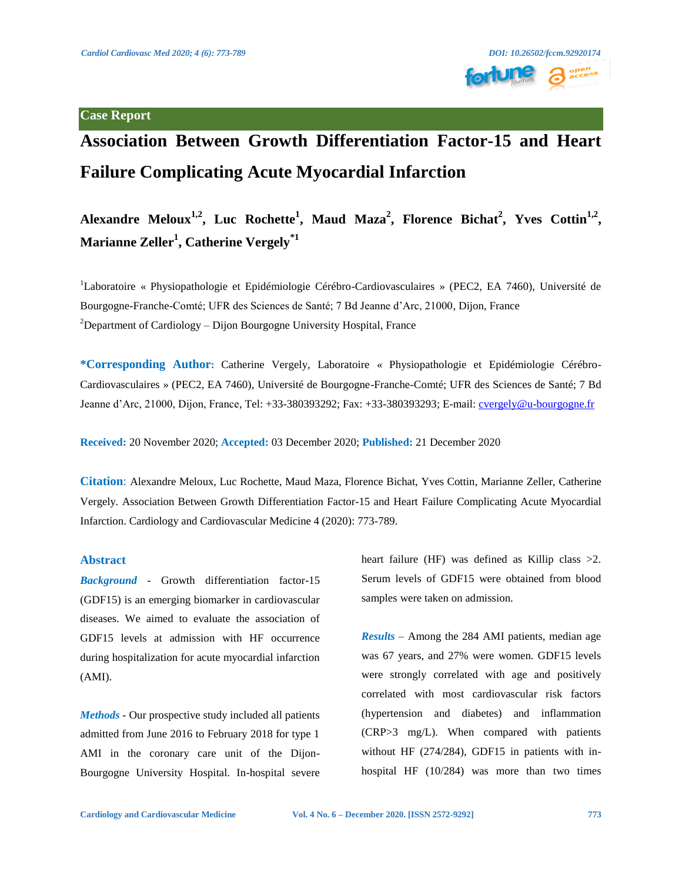Case Report

# Association Between Growth Differentiation Factor-15 and Heart Failure Complicating Acute Myocardial Infarction

**Alexandre Meloux[1,2], Luc Rochette[1], Maud Maza[2], Florence Bichat[2], Yves Cottin[1,2], Marianne Zeller[1], Catherine Vergely[*1]**

[1]Laboratoire « Physiopathologie et Epidémiologie Cérébro-Cardiovasculaires » (PEC2, EA 7460), Université de Bourgogne-Franche-Comté; UFR des Sciences de Santé; 7 Bd Jeanne d'Arc, 21000, Dijon, France

[2]Department of Cardiology – Dijon Bourgogne University Hospital, France

**\*Corresponding Author:** Catherine Vergely, Laboratoire « Physiopathologie et Epidémiologie Cérébro-Cardiovasculaires » (PEC2, EA 7460), Université de Bourgogne-Franche-Comté; UFR des Sciences de Santé; 7 Bd Jeanne d'Arc, 21000, Dijon, France, Tel: +33-380393292; Fax: +33-380393293; E-mail: cvergely@u-bourgogne.fr

**Received:** 20 November 2020; **Accepted:** 03 December 2020; **Published:** 21 December 2020

**Citation**: Alexandre Meloux, Luc Rochette, Maud Maza, Florence Bichat, Yves Cottin, Marianne Zeller, Catherine Vergely. Association Between Growth Differentiation Factor-15 and Heart Failure Complicating Acute Myocardial Infarction. Cardiology and Cardiovascular Medicine 4 (2020): 773-789.

## Abstract

***Background*** - Growth differentiation factor-15 (GDF15) is an emerging biomarker in cardiovascular diseases. We aimed to evaluate the association of GDF15 levels at admission with HF occurrence during hospitalization for acute myocardial infarction (AMI).

***Methods*** - Our prospective study included all patients admitted from June 2016 to February 2018 for type 1 AMI in the coronary care unit of the Dijon-Bourgogne University Hospital. In-hospital severe heart failure (HF) was defined as Killip class >2. Serum levels of GDF15 were obtained from blood samples were taken on admission.

***Results*** – Among the 284 AMI patients, median age was 67 years, and 27% were women. GDF15 levels were strongly correlated with age and positively correlated with most cardiovascular risk factors (hypertension and diabetes) and inflammation (CRP>3 mg/L). When compared with patients without HF (274/284), GDF15 in patients with in-hospital HF (10/284) was more than two times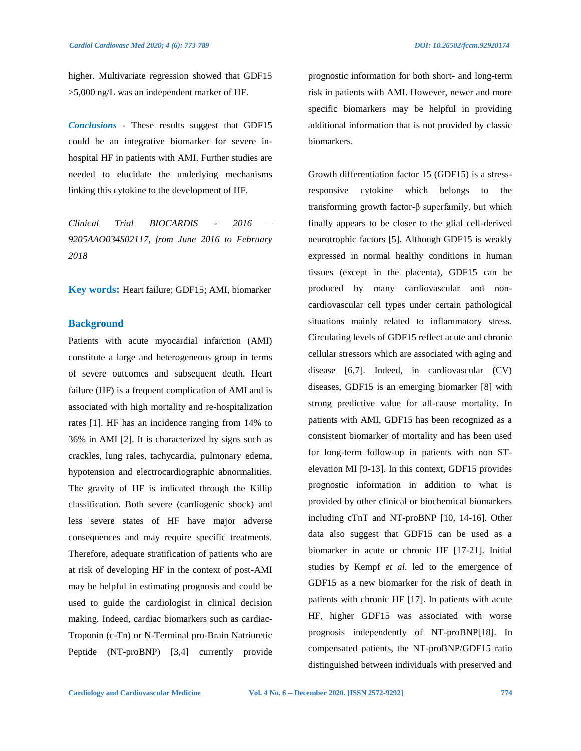higher. Multivariate regression showed that GDF15 >5,000 ng/L was an independent marker of HF.

***Conclusions*** - These results suggest that GDF15 could be an integrative biomarker for severe in-hospital HF in patients with AMI. Further studies are needed to elucidate the underlying mechanisms linking this cytokine to the development of HF.

*Clinical Trial BIOCARDIS - 2016 – 9205AAO034S02117, from June 2016 to February 2018*

**Key words:** Heart failure; GDF15; AMI, biomarker

## Background

Patients with acute myocardial infarction (AMI) constitute a large and heterogeneous group in terms of severe outcomes and subsequent death. Heart failure (HF) is a frequent complication of AMI and is associated with high mortality and re-hospitalization rates [1]. HF has an incidence ranging from 14% to 36% in AMI [2]. It is characterized by signs such as crackles, lung rales, tachycardia, pulmonary edema, hypotension and electrocardiographic abnormalities. The gravity of HF is indicated through the Killip classification. Both severe (cardiogenic shock) and less severe states of HF have major adverse consequences and may require specific treatments. Therefore, adequate stratification of patients who are at risk of developing HF in the context of post-AMI may be helpful in estimating prognosis and could be used to guide the cardiologist in clinical decision making. Indeed, cardiac biomarkers such as cardiac-Troponin (c-Tn) or N-Terminal pro-Brain Natriuretic Peptide (NT-proBNP) [3,4] currently provide prognostic information for both short- and long-term risk in patients with AMI. However, newer and more specific biomarkers may be helpful in providing additional information that is not provided by classic biomarkers.

Growth differentiation factor 15 (GDF15) is a stress-responsive cytokine which belongs to the transforming growth factor-β superfamily, but which finally appears to be closer to the glial cell-derived neurotrophic factors [5]. Although GDF15 is weakly expressed in normal healthy conditions in human tissues (except in the placenta), GDF15 can be produced by many cardiovascular and non-cardiovascular cell types under certain pathological situations mainly related to inflammatory stress. Circulating levels of GDF15 reflect acute and chronic cellular stressors which are associated with aging and disease [6,7]. Indeed, in cardiovascular (CV) diseases, GDF15 is an emerging biomarker [8] with strong predictive value for all-cause mortality. In patients with AMI, GDF15 has been recognized as a consistent biomarker of mortality and has been used for long-term follow-up in patients with non ST-elevation MI [9-13]. In this context, GDF15 provides prognostic information in addition to what is provided by other clinical or biochemical biomarkers including cTnT and NT-proBNP [10, 14-16]. Other data also suggest that GDF15 can be used as a biomarker in acute or chronic HF [17-21]. Initial studies by Kempf *et al.* led to the emergence of GDF15 as a new biomarker for the risk of death in patients with chronic HF [17]. In patients with acute HF, higher GDF15 was associated with worse prognosis independently of NT-proBNP[18]. In compensated patients, the NT-proBNP/GDF15 ratio distinguished between individuals with preserved and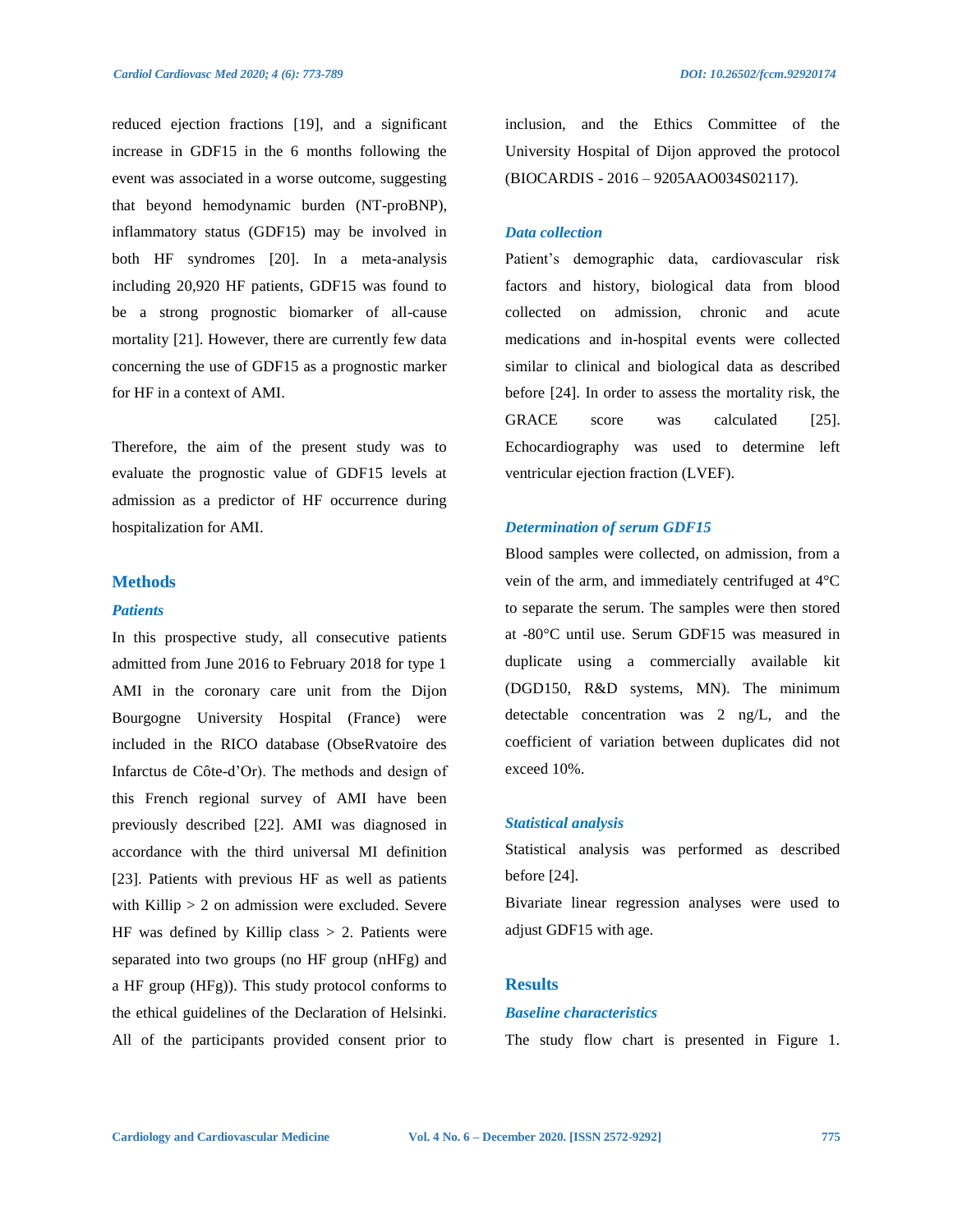reduced ejection fractions [19], and a significant increase in GDF15 in the 6 months following the event was associated in a worse outcome, suggesting that beyond hemodynamic burden (NT-proBNP), inflammatory status (GDF15) may be involved in both HF syndromes [20]. In a meta-analysis including 20,920 HF patients, GDF15 was found to be a strong prognostic biomarker of all-cause mortality [21]. However, there are currently few data concerning the use of GDF15 as a prognostic marker for HF in a context of AMI.

Therefore, the aim of the present study was to evaluate the prognostic value of GDF15 levels at admission as a predictor of HF occurrence during hospitalization for AMI.

## Methods

### *Patients*

In this prospective study, all consecutive patients admitted from June 2016 to February 2018 for type 1 AMI in the coronary care unit from the Dijon Bourgogne University Hospital (France) were included in the RICO database (ObseRvatoire des Infarctus de Côte-d'Or). The methods and design of this French regional survey of AMI have been previously described [22]. AMI was diagnosed in accordance with the third universal MI definition [23]. Patients with previous HF as well as patients with Killip > 2 on admission were excluded. Severe HF was defined by Killip class > 2. Patients were separated into two groups (no HF group (nHFg) and a HF group (HFg)). This study protocol conforms to the ethical guidelines of the Declaration of Helsinki. All of the participants provided consent prior to inclusion, and the Ethics Committee of the University Hospital of Dijon approved the protocol (BIOCARDIS - 2016 – 9205AAO034S02117).

### *Data collection*

Patient's demographic data, cardiovascular risk factors and history, biological data from blood collected on admission, chronic and acute medications and in-hospital events were collected similar to clinical and biological data as described before [24]. In order to assess the mortality risk, the GRACE score was calculated [25]. Echocardiography was used to determine left ventricular ejection fraction (LVEF).

### *Determination of serum GDF15*

Blood samples were collected, on admission, from a vein of the arm, and immediately centrifuged at 4°C to separate the serum. The samples were then stored at -80°C until use. Serum GDF15 was measured in duplicate using a commercially available kit (DGD150, R&D systems, MN). The minimum detectable concentration was 2 ng/L, and the coefficient of variation between duplicates did not exceed 10%.

### *Statistical analysis*

Statistical analysis was performed as described before [24].

Bivariate linear regression analyses were used to adjust GDF15 with age.

## Results

### *Baseline characteristics*

The study flow chart is presented in Figure 1.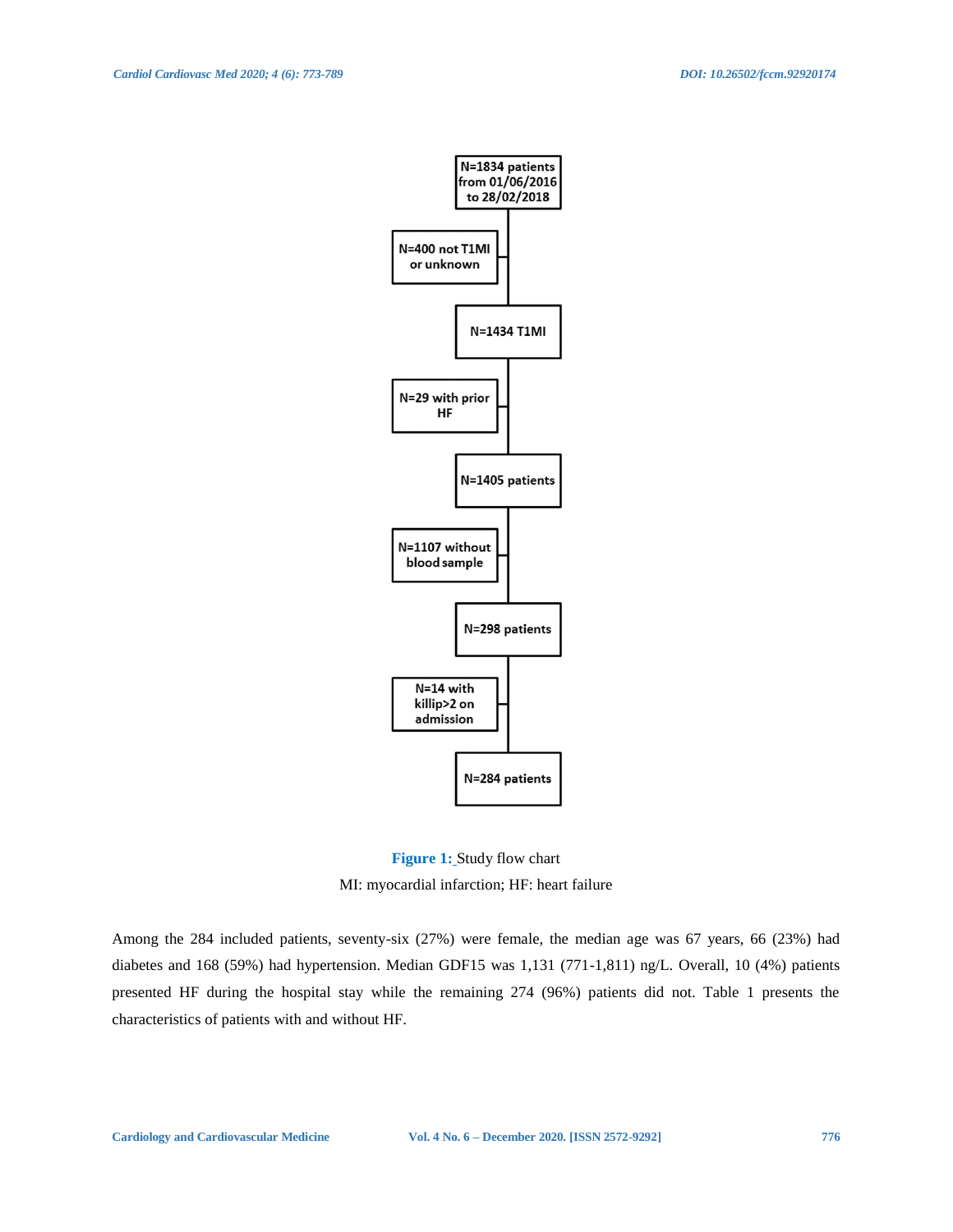N=1834 patients from 01/06/2016 to 28/02/2018

N=400 not T1MI or unknown

N=1434 T1MI

N=29 with prior HF

N=1405 patients

N=1107 without blood sample

N=298 patients

N=14 with killip>2 on admission

N=284 patients

**Figure 1:** Study flow chart

MI: myocardial infarction; HF: heart failure

Among the 284 included patients, seventy-six (27%) were female, the median age was 67 years, 66 (23%) had diabetes and 168 (59%) had hypertension. Median GDF15 was 1,131 (771-1,811) ng/L. Overall, 10 (4%) patients presented HF during the hospital stay while the remaining 274 (96%) patients did not. Table 1 presents the characteristics of patients with and without HF.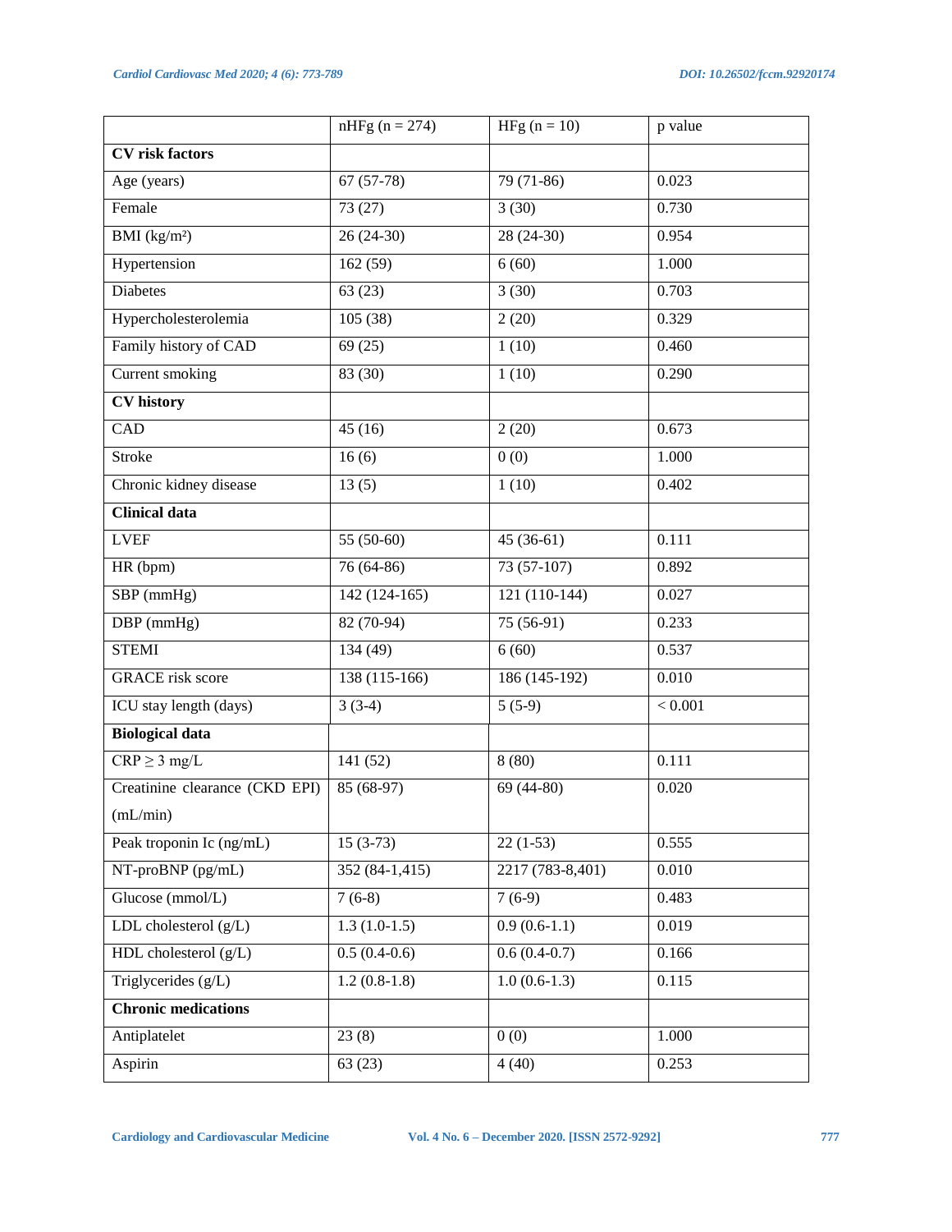|  | nHFg (n = 274) | HFg (n = 10) | p value |
|---|---|---|---|
| **CV risk factors** |  |  |  |
| Age (years) | 67 (57-78) | 79 (71-86) | 0.023 |
| Female | 73 (27) | 3 (30) | 0.730 |
| BMI (kg/m²) | 26 (24-30) | 28 (24-30) | 0.954 |
| Hypertension | 162 (59) | 6 (60) | 1.000 |
| Diabetes | 63 (23) | 3 (30) | 0.703 |
| Hypercholesterolemia | 105 (38) | 2 (20) | 0.329 |
| Family history of CAD | 69 (25) | 1 (10) | 0.460 |
| Current smoking | 83 (30) | 1 (10) | 0.290 |
| **CV history** |  |  |  |
| CAD | 45 (16) | 2 (20) | 0.673 |
| Stroke | 16 (6) | 0 (0) | 1.000 |
| Chronic kidney disease | 13 (5) | 1 (10) | 0.402 |
| **Clinical data** |  |  |  |
| LVEF | 55 (50-60) | 45 (36-61) | 0.111 |
| HR (bpm) | 76 (64-86) | 73 (57-107) | 0.892 |
| SBP (mmHg) | 142 (124-165) | 121 (110-144) | 0.027 |
| DBP (mmHg) | 82 (70-94) | 75 (56-91) | 0.233 |
| STEMI | 134 (49) | 6 (60) | 0.537 |
| GRACE risk score | 138 (115-166) | 186 (145-192) | 0.010 |
| ICU stay length (days) | 3 (3-4) | 5 (5-9) | < 0.001 |
| **Biological data** |  |  |  |
| CRP ≥ 3 mg/L | 141 (52) | 8 (80) | 0.111 |
| Creatinine clearance (CKD EPI) (mL/min) | 85 (68-97) | 69 (44-80) | 0.020 |
| Peak troponin Ic (ng/mL) | 15 (3-73) | 22 (1-53) | 0.555 |
| NT-proBNP (pg/mL) | 352 (84-1,415) | 2217 (783-8,401) | 0.010 |
| Glucose (mmol/L) | 7 (6-8) | 7 (6-9) | 0.483 |
| LDL cholesterol (g/L) | 1.3 (1.0-1.5) | 0.9 (0.6-1.1) | 0.019 |
| HDL cholesterol (g/L) | 0.5 (0.4-0.6) | 0.6 (0.4-0.7) | 0.166 |
| Triglycerides (g/L) | 1.2 (0.8-1.8) | 1.0 (0.6-1.3) | 0.115 |
| **Chronic medications** |  |  |  |
| Antiplatelet | 23 (8) | 0 (0) | 1.000 |
| Aspirin | 63 (23) | 4 (40) | 0.253 |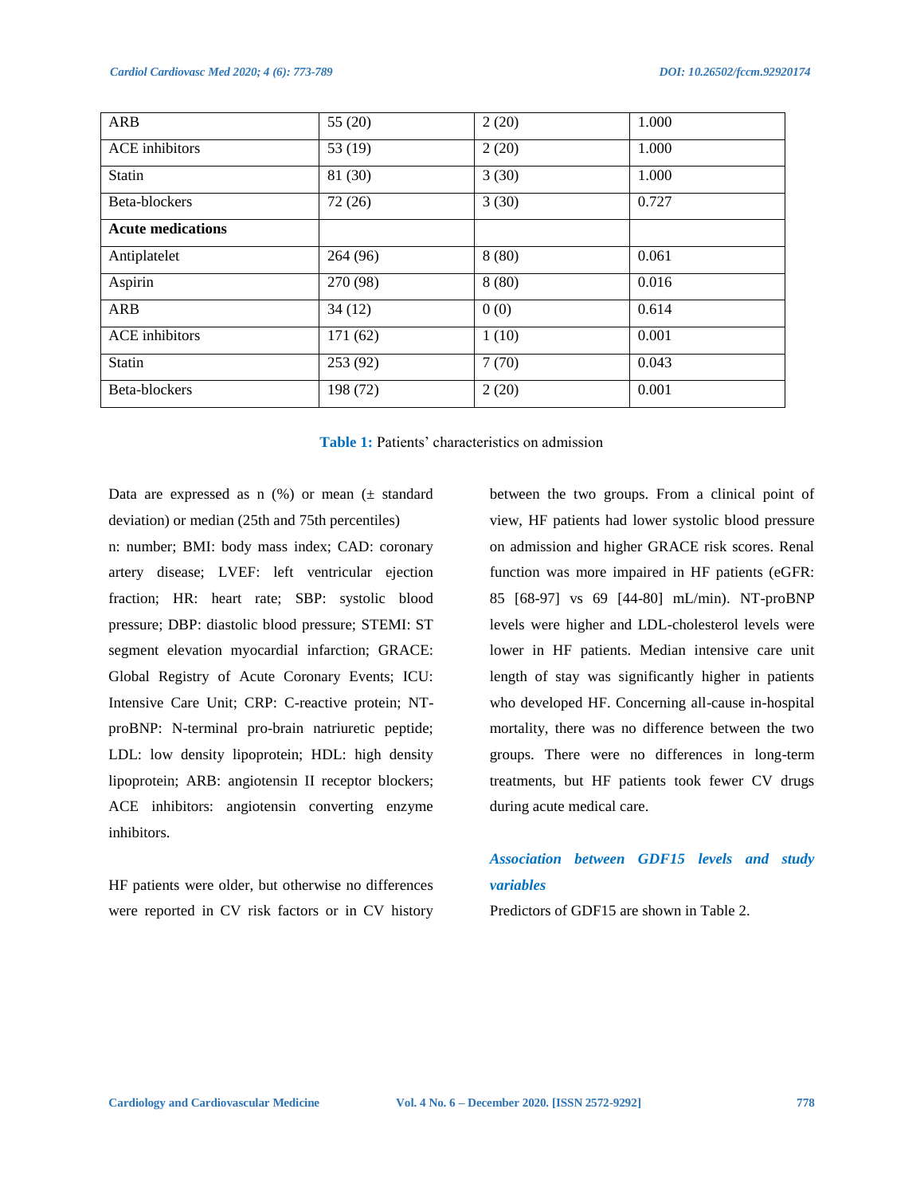| | | | |
|---|---|---|---|
| ARB | 55 (20) | 2 (20) | 1.000 |
| ACE inhibitors | 53 (19) | 2 (20) | 1.000 |
| Statin | 81 (30) | 3 (30) | 1.000 |
| Beta-blockers | 72 (26) | 3 (30) | 0.727 |
| **Acute medications** | | | |
| Antiplatelet | 264 (96) | 8 (80) | 0.061 |
| Aspirin | 270 (98) | 8 (80) | 0.016 |
| ARB | 34 (12) | 0 (0) | 0.614 |
| ACE inhibitors | 171 (62) | 1 (10) | 0.001 |
| Statin | 253 (92) | 7 (70) | 0.043 |
| Beta-blockers | 198 (72) | 2 (20) | 0.001 |

**Table 1:** Patients' characteristics on admission

Data are expressed as n (%) or mean (± standard deviation) or median (25th and 75th percentiles)
n: number; BMI: body mass index; CAD: coronary artery disease; LVEF: left ventricular ejection fraction; HR: heart rate; SBP: systolic blood pressure; DBP: diastolic blood pressure; STEMI: ST segment elevation myocardial infarction; GRACE: Global Registry of Acute Coronary Events; ICU: Intensive Care Unit; CRP: C-reactive protein; NT-proBNP: N-terminal pro-brain natriuretic peptide; LDL: low density lipoprotein; HDL: high density lipoprotein; ARB: angiotensin II receptor blockers; ACE inhibitors: angiotensin converting enzyme inhibitors.

HF patients were older, but otherwise no differences were reported in CV risk factors or in CV history between the two groups. From a clinical point of view, HF patients had lower systolic blood pressure on admission and higher GRACE risk scores. Renal function was more impaired in HF patients (eGFR: 85 [68-97] vs 69 [44-80] mL/min). NT-proBNP levels were higher and LDL-cholesterol levels were lower in HF patients. Median intensive care unit length of stay was significantly higher in patients who developed HF. Concerning all-cause in-hospital mortality, there was no difference between the two groups. There were no differences in long-term treatments, but HF patients took fewer CV drugs during acute medical care.

### *Association between GDF15 levels and study variables*

Predictors of GDF15 are shown in Table 2.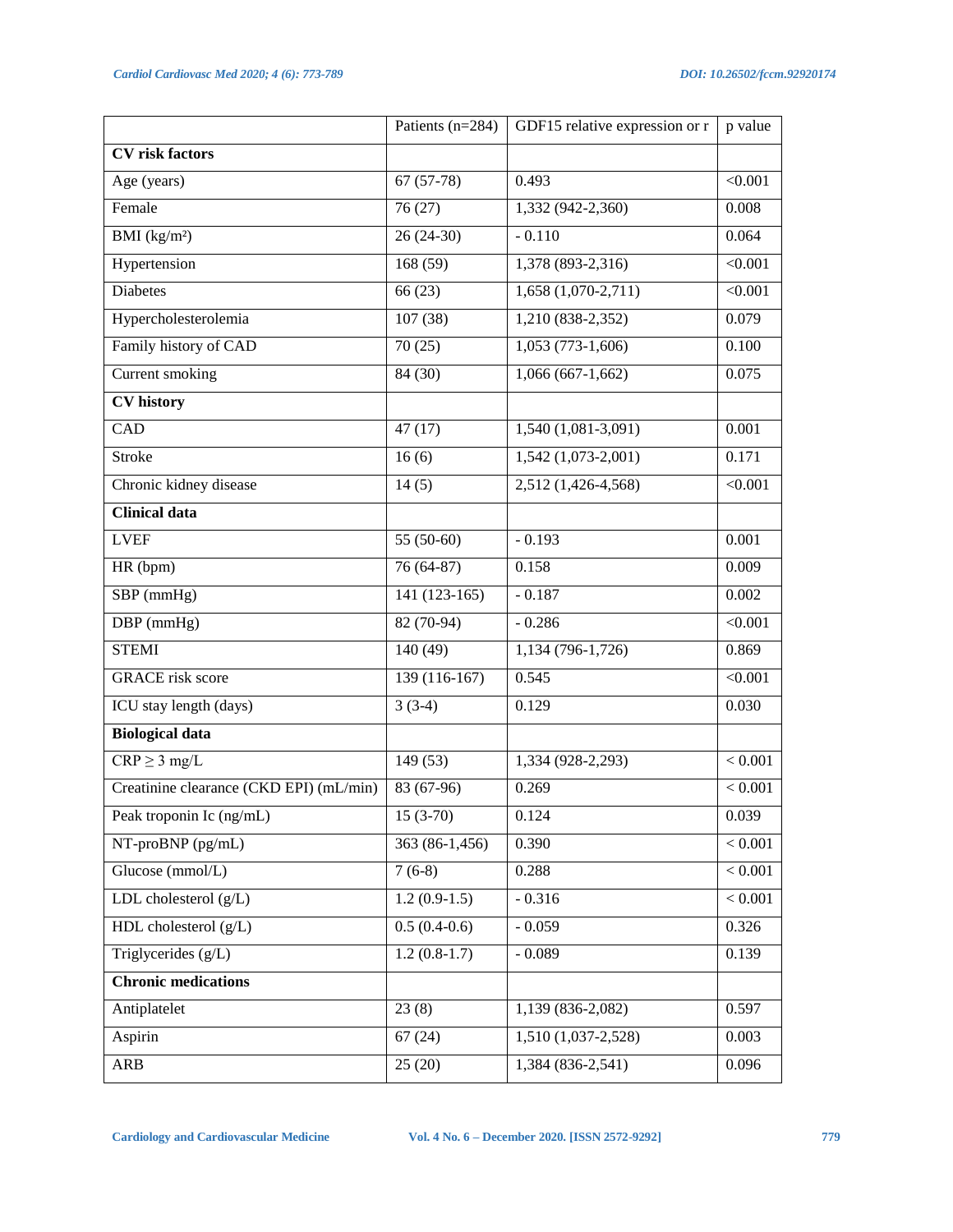| | Patients (n=284) | GDF15 relative expression or r | p value |
|---|---|---|---|
| **CV risk factors** | | | |
| Age (years) | 67 (57-78) | 0.493 | <0.001 |
| Female | 76 (27) | 1,332 (942-2,360) | 0.008 |
| BMI (kg/m²) | 26 (24-30) | - 0.110 | 0.064 |
| Hypertension | 168 (59) | 1,378 (893-2,316) | <0.001 |
| Diabetes | 66 (23) | 1,658 (1,070-2,711) | <0.001 |
| Hypercholesterolemia | 107 (38) | 1,210 (838-2,352) | 0.079 |
| Family history of CAD | 70 (25) | 1,053 (773-1,606) | 0.100 |
| Current smoking | 84 (30) | 1,066 (667-1,662) | 0.075 |
| **CV history** | | | |
| CAD | 47 (17) | 1,540 (1,081-3,091) | 0.001 |
| Stroke | 16 (6) | 1,542 (1,073-2,001) | 0.171 |
| Chronic kidney disease | 14 (5) | 2,512 (1,426-4,568) | <0.001 |
| **Clinical data** | | | |
| LVEF | 55 (50-60) | - 0.193 | 0.001 |
| HR (bpm) | 76 (64-87) | 0.158 | 0.009 |
| SBP (mmHg) | 141 (123-165) | - 0.187 | 0.002 |
| DBP (mmHg) | 82 (70-94) | - 0.286 | <0.001 |
| STEMI | 140 (49) | 1,134 (796-1,726) | 0.869 |
| GRACE risk score | 139 (116-167) | 0.545 | <0.001 |
| ICU stay length (days) | 3 (3-4) | 0.129 | 0.030 |
| **Biological data** | | | |
| CRP ≥ 3 mg/L | 149 (53) | 1,334 (928-2,293) | < 0.001 |
| Creatinine clearance (CKD EPI) (mL/min) | 83 (67-96) | 0.269 | < 0.001 |
| Peak troponin Ic (ng/mL) | 15 (3-70) | 0.124 | 0.039 |
| NT-proBNP (pg/mL) | 363 (86-1,456) | 0.390 | < 0.001 |
| Glucose (mmol/L) | 7 (6-8) | 0.288 | < 0.001 |
| LDL cholesterol (g/L) | 1.2 (0.9-1.5) | - 0.316 | < 0.001 |
| HDL cholesterol (g/L) | 0.5 (0.4-0.6) | - 0.059 | 0.326 |
| Triglycerides (g/L) | 1.2 (0.8-1.7) | - 0.089 | 0.139 |
| **Chronic medications** | | | |
| Antiplatelet | 23 (8) | 1,139 (836-2,082) | 0.597 |
| Aspirin | 67 (24) | 1,510 (1,037-2,528) | 0.003 |
| ARB | 25 (20) | 1,384 (836-2,541) | 0.096 |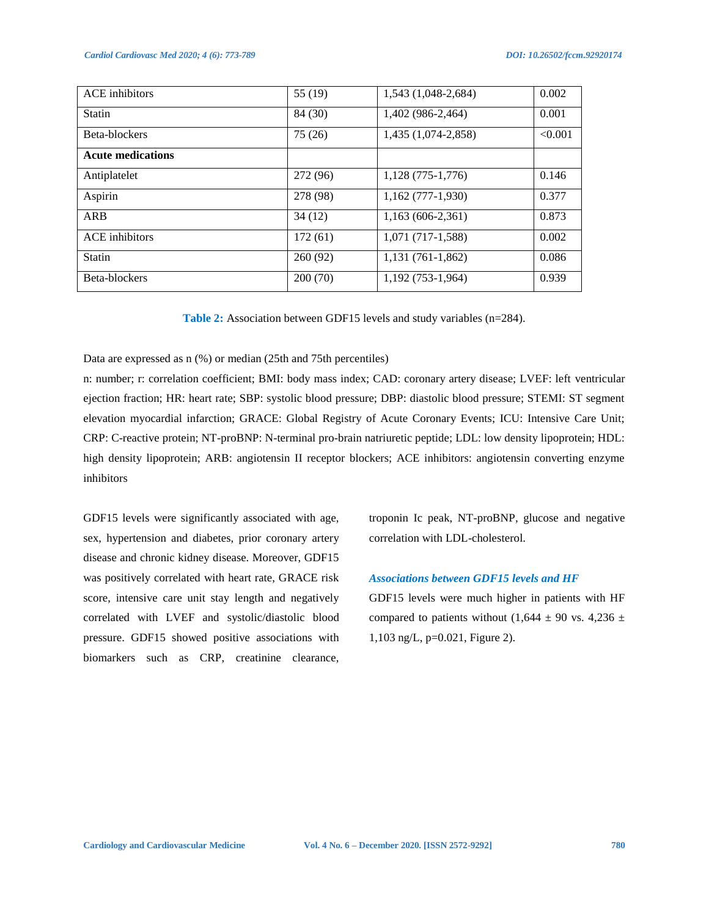| | | | |
|---|---|---|---|
| ACE inhibitors | 55 (19) | 1,543 (1,048-2,684) | 0.002 |
| Statin | 84 (30) | 1,402 (986-2,464) | 0.001 |
| Beta-blockers | 75 (26) | 1,435 (1,074-2,858) | <0.001 |
| **Acute medications** | | | |
| Antiplatelet | 272 (96) | 1,128 (775-1,776) | 0.146 |
| Aspirin | 278 (98) | 1,162 (777-1,930) | 0.377 |
| ARB | 34 (12) | 1,163 (606-2,361) | 0.873 |
| ACE inhibitors | 172 (61) | 1,071 (717-1,588) | 0.002 |
| Statin | 260 (92) | 1,131 (761-1,862) | 0.086 |
| Beta-blockers | 200 (70) | 1,192 (753-1,964) | 0.939 |

**Table 2:** Association between GDF15 levels and study variables (n=284).

Data are expressed as n (%) or median (25th and 75th percentiles)

n: number; r: correlation coefficient; BMI: body mass index; CAD: coronary artery disease; LVEF: left ventricular ejection fraction; HR: heart rate; SBP: systolic blood pressure; DBP: diastolic blood pressure; STEMI: ST segment elevation myocardial infarction; GRACE: Global Registry of Acute Coronary Events; ICU: Intensive Care Unit; CRP: C-reactive protein; NT-proBNP: N-terminal pro-brain natriuretic peptide; LDL: low density lipoprotein; HDL: high density lipoprotein; ARB: angiotensin II receptor blockers; ACE inhibitors: angiotensin converting enzyme inhibitors

GDF15 levels were significantly associated with age, sex, hypertension and diabetes, prior coronary artery disease and chronic kidney disease. Moreover, GDF15 was positively correlated with heart rate, GRACE risk score, intensive care unit stay length and negatively correlated with LVEF and systolic/diastolic blood pressure. GDF15 showed positive associations with biomarkers such as CRP, creatinine clearance, troponin Ic peak, NT-proBNP, glucose and negative correlation with LDL-cholesterol.

### *Associations between GDF15 levels and HF*

GDF15 levels were much higher in patients with HF compared to patients without (1,644 ± 90 vs. 4,236 ± 1,103 ng/L, p=0.021, Figure 2).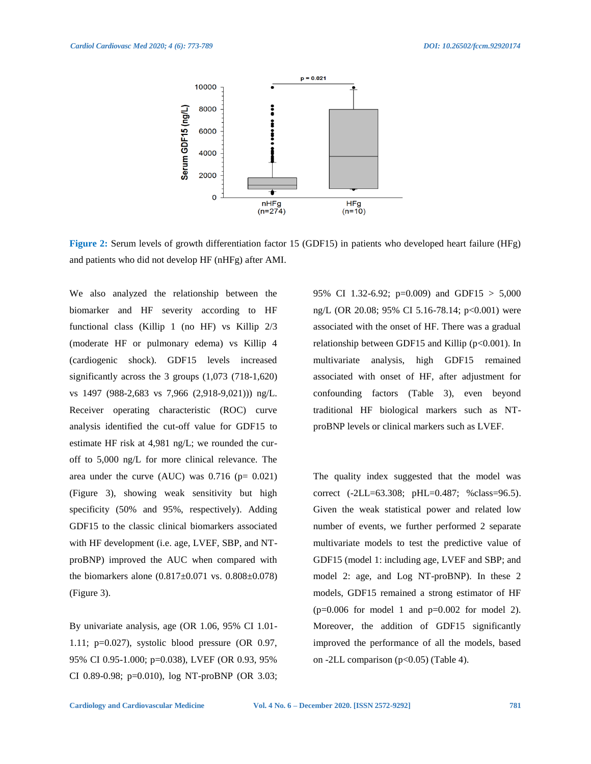**Figure 2:** Serum levels of growth differentiation factor 15 (GDF15) in patients who developed heart failure (HFg) and patients who did not develop HF (nHFg) after AMI.

We also analyzed the relationship between the biomarker and HF severity according to HF functional class (Killip 1 (no HF) vs Killip 2/3 (moderate HF or pulmonary edema) vs Killip 4 (cardiogenic shock). GDF15 levels increased significantly across the 3 groups (1,073 (718-1,620) vs 1497 (988-2,683 vs 7,966 (2,918-9,021))) ng/L. Receiver operating characteristic (ROC) curve analysis identified the cut-off value for GDF15 to estimate HF risk at 4,981 ng/L; we rounded the cur-off to 5,000 ng/L for more clinical relevance. The area under the curve (AUC) was 0.716 (p= 0.021) (Figure 3), showing weak sensitivity but high specificity (50% and 95%, respectively). Adding GDF15 to the classic clinical biomarkers associated with HF development (i.e. age, LVEF, SBP, and NT-proBNP) improved the AUC when compared with the biomarkers alone (0.817±0.071 vs. 0.808±0.078) (Figure 3).

By univariate analysis, age (OR 1.06, 95% CI 1.01-1.11; p=0.027), systolic blood pressure (OR 0.97, 95% CI 0.95-1.000; p=0.038), LVEF (OR 0.93, 95% CI 0.89-0.98; p=0.010), log NT-proBNP (OR 3.03; 95% CI 1.32-6.92; p=0.009) and GDF15 > 5,000 ng/L (OR 20.08; 95% CI 5.16-78.14; p<0.001) were associated with the onset of HF. There was a gradual relationship between GDF15 and Killip (p<0.001). In multivariate analysis, high GDF15 remained associated with onset of HF, after adjustment for confounding factors (Table 3), even beyond traditional HF biological markers such as NT-proBNP levels or clinical markers such as LVEF.

The quality index suggested that the model was correct (-2LL=63.308; pHL=0.487; %class=96.5). Given the weak statistical power and related low number of events, we further performed 2 separate multivariate models to test the predictive value of GDF15 (model 1: including age, LVEF and SBP; and model 2: age, and Log NT-proBNP). In these 2 models, GDF15 remained a strong estimator of HF (p=0.006 for model 1 and p=0.002 for model 2). Moreover, the addition of GDF15 significantly improved the performance of all the models, based on -2LL comparison (p<0.05) (Table 4).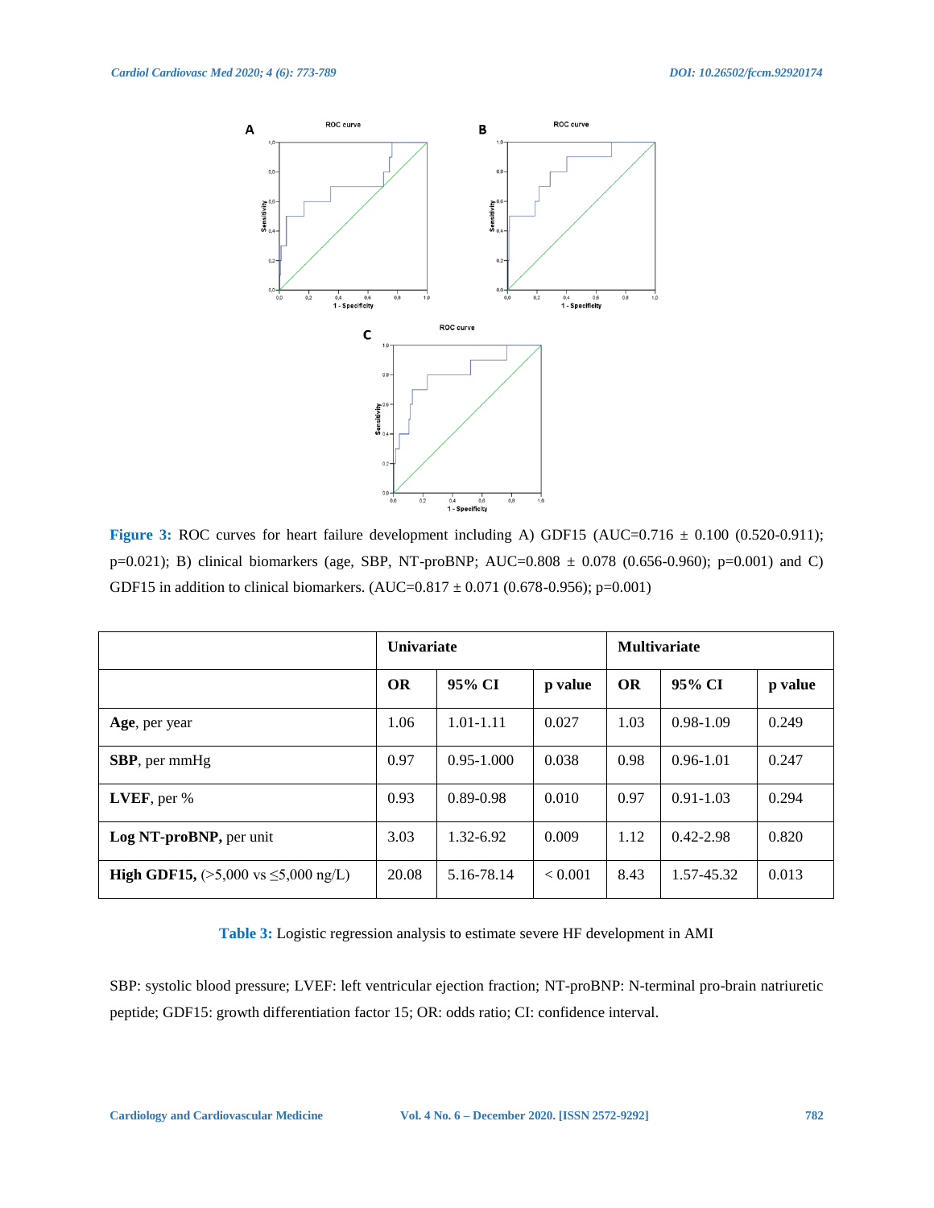**Figure 3:** ROC curves for heart failure development including A) GDF15 (AUC=0.716 ± 0.100 (0.520-0.911); p=0.021); B) clinical biomarkers (age, SBP, NT-proBNP; AUC=0.808 ± 0.078 (0.656-0.960); p=0.001) and C) GDF15 in addition to clinical biomarkers. (AUC=0.817 ± 0.071 (0.678-0.956); p=0.001)

| | Univariate | | | Multivariate | | |
|---|---|---|---|---|---|---|
| | **OR** | **95% CI** | **p value** | **OR** | **95% CI** | **p value** |
| **Age**, per year | 1.06 | 1.01-1.11 | 0.027 | 1.03 | 0.98-1.09 | 0.249 |
| **SBP**, per mmHg | 0.97 | 0.95-1.000 | 0.038 | 0.98 | 0.96-1.01 | 0.247 |
| **LVEF**, per % | 0.93 | 0.89-0.98 | 0.010 | 0.97 | 0.91-1.03 | 0.294 |
| **Log NT-proBNP,** per unit | 3.03 | 1.32-6.92 | 0.009 | 1.12 | 0.42-2.98 | 0.820 |
| **High GDF15,** (>5,000 vs ≤5,000 ng/L) | 20.08 | 5.16-78.14 | < 0.001 | 8.43 | 1.57-45.32 | 0.013 |

**Table 3:** Logistic regression analysis to estimate severe HF development in AMI

SBP: systolic blood pressure; LVEF: left ventricular ejection fraction; NT-proBNP: N-terminal pro-brain natriuretic peptide; GDF15: growth differentiation factor 15; OR: odds ratio; CI: confidence interval.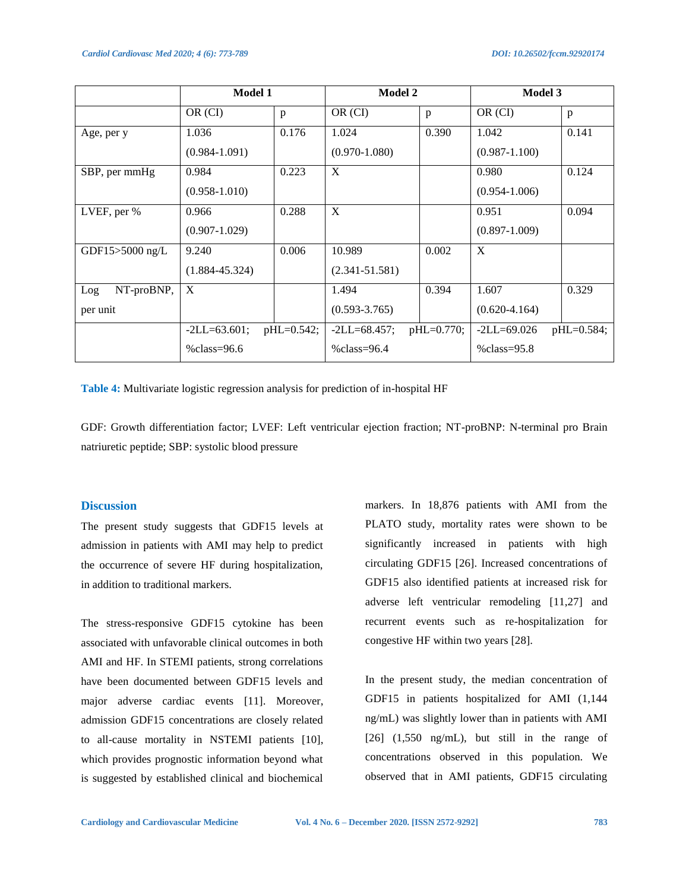| | Model 1 | | Model 2 | | Model 3 | |
|---|---|---|---|---|---|---|
| | OR (CI) | p | OR (CI) | p | OR (CI) | p |
| Age, per y | 1.036 (0.984-1.091) | 0.176 | 1.024 (0.970-1.080) | 0.390 | 1.042 (0.987-1.100) | 0.141 |
| SBP, per mmHg | 0.984 (0.958-1.010) | 0.223 | X | | 0.980 (0.954-1.006) | 0.124 |
| LVEF, per % | 0.966 (0.907-1.029) | 0.288 | X | | 0.951 (0.897-1.009) | 0.094 |
| GDF15>5000 ng/L | 9.240 (1.884-45.324) | 0.006 | 10.989 (2.341-51.581) | 0.002 | X | |
| Log NT-proBNP, per unit | X | | 1.494 (0.593-3.765) | 0.394 | 1.607 (0.620-4.164) | 0.329 |
| | -2LL=63.601; pHL=0.542; %class=96.6 | | -2LL=68.457; pHL=0.770; %class=96.4 | | -2LL=69.026 pHL=0.584; %class=95.8 | |

**Table 4:** Multivariate logistic regression analysis for prediction of in-hospital HF

GDF: Growth differentiation factor; LVEF: Left ventricular ejection fraction; NT-proBNP: N-terminal pro Brain natriuretic peptide; SBP: systolic blood pressure

## Discussion

The present study suggests that GDF15 levels at admission in patients with AMI may help to predict the occurrence of severe HF during hospitalization, in addition to traditional markers.

The stress-responsive GDF15 cytokine has been associated with unfavorable clinical outcomes in both AMI and HF. In STEMI patients, strong correlations have been documented between GDF15 levels and major adverse cardiac events [11]. Moreover, admission GDF15 concentrations are closely related to all-cause mortality in NSTEMI patients [10], which provides prognostic information beyond what is suggested by established clinical and biochemical markers. In 18,876 patients with AMI from the PLATO study, mortality rates were shown to be significantly increased in patients with high circulating GDF15 [26]. Increased concentrations of GDF15 also identified patients at increased risk for adverse left ventricular remodeling [11,27] and recurrent events such as re-hospitalization for congestive HF within two years [28].

In the present study, the median concentration of GDF15 in patients hospitalized for AMI (1,144 ng/mL) was slightly lower than in patients with AMI [26] (1,550 ng/mL), but still in the range of concentrations observed in this population. We observed that in AMI patients, GDF15 circulating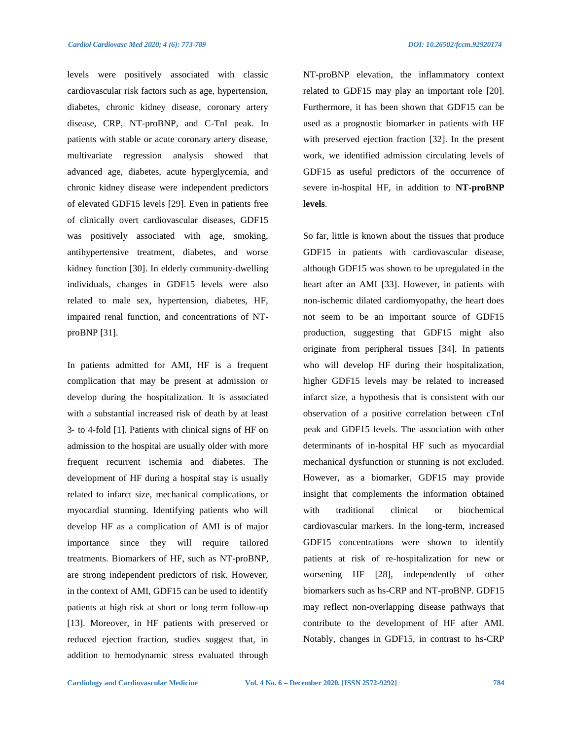levels were positively associated with classic cardiovascular risk factors such as age, hypertension, diabetes, chronic kidney disease, coronary artery disease, CRP, NT-proBNP, and C-TnI peak. In patients with stable or acute coronary artery disease, multivariate regression analysis showed that advanced age, diabetes, acute hyperglycemia, and chronic kidney disease were independent predictors of elevated GDF15 levels [29]. Even in patients free of clinically overt cardiovascular diseases, GDF15 was positively associated with age, smoking, antihypertensive treatment, diabetes, and worse kidney function [30]. In elderly community-dwelling individuals, changes in GDF15 levels were also related to male sex, hypertension, diabetes, HF, impaired renal function, and concentrations of NT-proBNP [31].

In patients admitted for AMI, HF is a frequent complication that may be present at admission or develop during the hospitalization. It is associated with a substantial increased risk of death by at least 3- to 4-fold [1]. Patients with clinical signs of HF on admission to the hospital are usually older with more frequent recurrent ischemia and diabetes. The development of HF during a hospital stay is usually related to infarct size, mechanical complications, or myocardial stunning. Identifying patients who will develop HF as a complication of AMI is of major importance since they will require tailored treatments. Biomarkers of HF, such as NT-proBNP, are strong independent predictors of risk. However, in the context of AMI, GDF15 can be used to identify patients at high risk at short or long term follow-up [13]. Moreover, in HF patients with preserved or reduced ejection fraction, studies suggest that, in addition to hemodynamic stress evaluated through NT-proBNP elevation, the inflammatory context related to GDF15 may play an important role [20]. Furthermore, it has been shown that GDF15 can be used as a prognostic biomarker in patients with HF with preserved ejection fraction [32]. In the present work, we identified admission circulating levels of GDF15 as useful predictors of the occurrence of severe in-hospital HF, in addition to **NT-proBNP levels**.

So far, little is known about the tissues that produce GDF15 in patients with cardiovascular disease, although GDF15 was shown to be upregulated in the heart after an AMI [33]. However, in patients with non-ischemic dilated cardiomyopathy, the heart does not seem to be an important source of GDF15 production, suggesting that GDF15 might also originate from peripheral tissues [34]. In patients who will develop HF during their hospitalization, higher GDF15 levels may be related to increased infarct size, a hypothesis that is consistent with our observation of a positive correlation between cTnI peak and GDF15 levels. The association with other determinants of in-hospital HF such as myocardial mechanical dysfunction or stunning is not excluded. However, as a biomarker, GDF15 may provide insight that complements the information obtained with traditional clinical or biochemical cardiovascular markers. In the long-term, increased GDF15 concentrations were shown to identify patients at risk of re-hospitalization for new or worsening HF [28], independently of other biomarkers such as hs-CRP and NT-proBNP. GDF15 may reflect non-overlapping disease pathways that contribute to the development of HF after AMI. Notably, changes in GDF15, in contrast to hs-CRP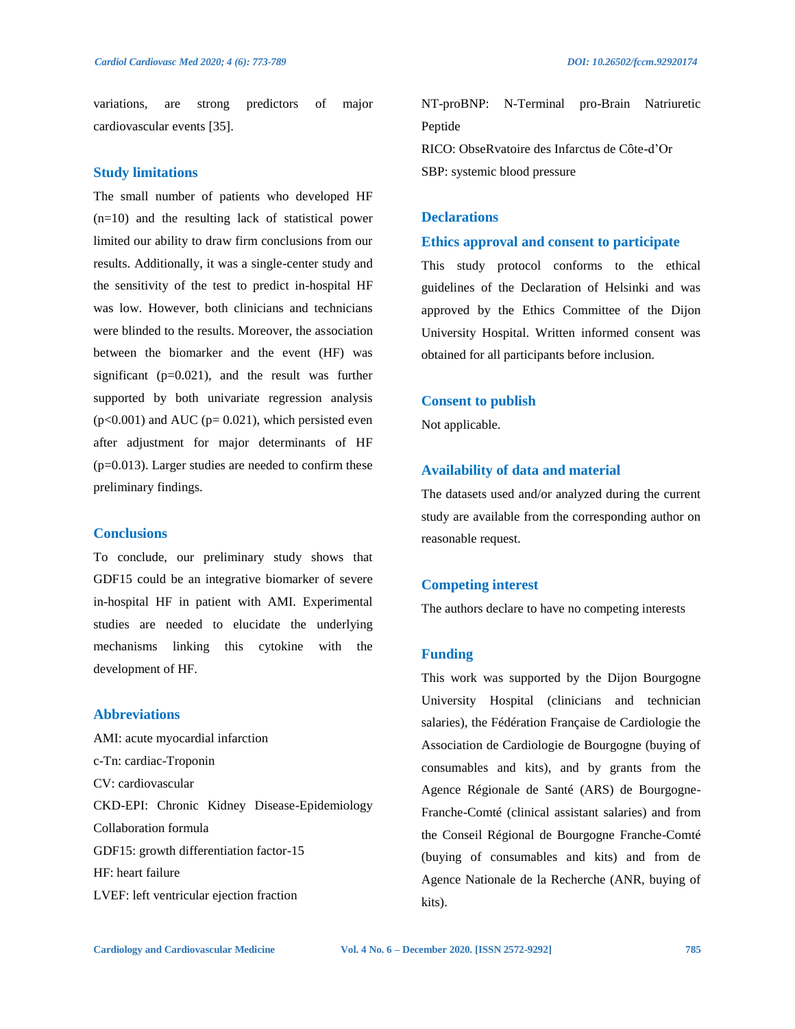variations, are strong predictors of major cardiovascular events [35].

## Study limitations

The small number of patients who developed HF (n=10) and the resulting lack of statistical power limited our ability to draw firm conclusions from our results. Additionally, it was a single-center study and the sensitivity of the test to predict in-hospital HF was low. However, both clinicians and technicians were blinded to the results. Moreover, the association between the biomarker and the event (HF) was significant (p=0.021), and the result was further supported by both univariate regression analysis (p<0.001) and AUC (p= 0.021), which persisted even after adjustment for major determinants of HF (p=0.013). Larger studies are needed to confirm these preliminary findings.

## Conclusions

To conclude, our preliminary study shows that GDF15 could be an integrative biomarker of severe in-hospital HF in patient with AMI. Experimental studies are needed to elucidate the underlying mechanisms linking this cytokine with the development of HF.

## Abbreviations

AMI: acute myocardial infarction
c-Tn: cardiac-Troponin
CV: cardiovascular
CKD-EPI: Chronic Kidney Disease-Epidemiology Collaboration formula
GDF15: growth differentiation factor-15
HF: heart failure
LVEF: left ventricular ejection fraction
NT-proBNP: N-Terminal pro-Brain Natriuretic Peptide
RICO: ObseRvatoire des Infarctus de Côte-d'Or
SBP: systemic blood pressure

## Declarations

### Ethics approval and consent to participate

This study protocol conforms to the ethical guidelines of the Declaration of Helsinki and was approved by the Ethics Committee of the Dijon University Hospital. Written informed consent was obtained for all participants before inclusion.

### Consent to publish

Not applicable.

### Availability of data and material

The datasets used and/or analyzed during the current study are available from the corresponding author on reasonable request.

### Competing interest

The authors declare to have no competing interests

### Funding

This work was supported by the Dijon Bourgogne University Hospital (clinicians and technician salaries), the Fédération Française de Cardiologie the Association de Cardiologie de Bourgogne (buying of consumables and kits), and by grants from the Agence Régionale de Santé (ARS) de Bourgogne-Franche-Comté (clinical assistant salaries) and from the Conseil Régional de Bourgogne Franche-Comté (buying of consumables and kits) and from de Agence Nationale de la Recherche (ANR, buying of kits).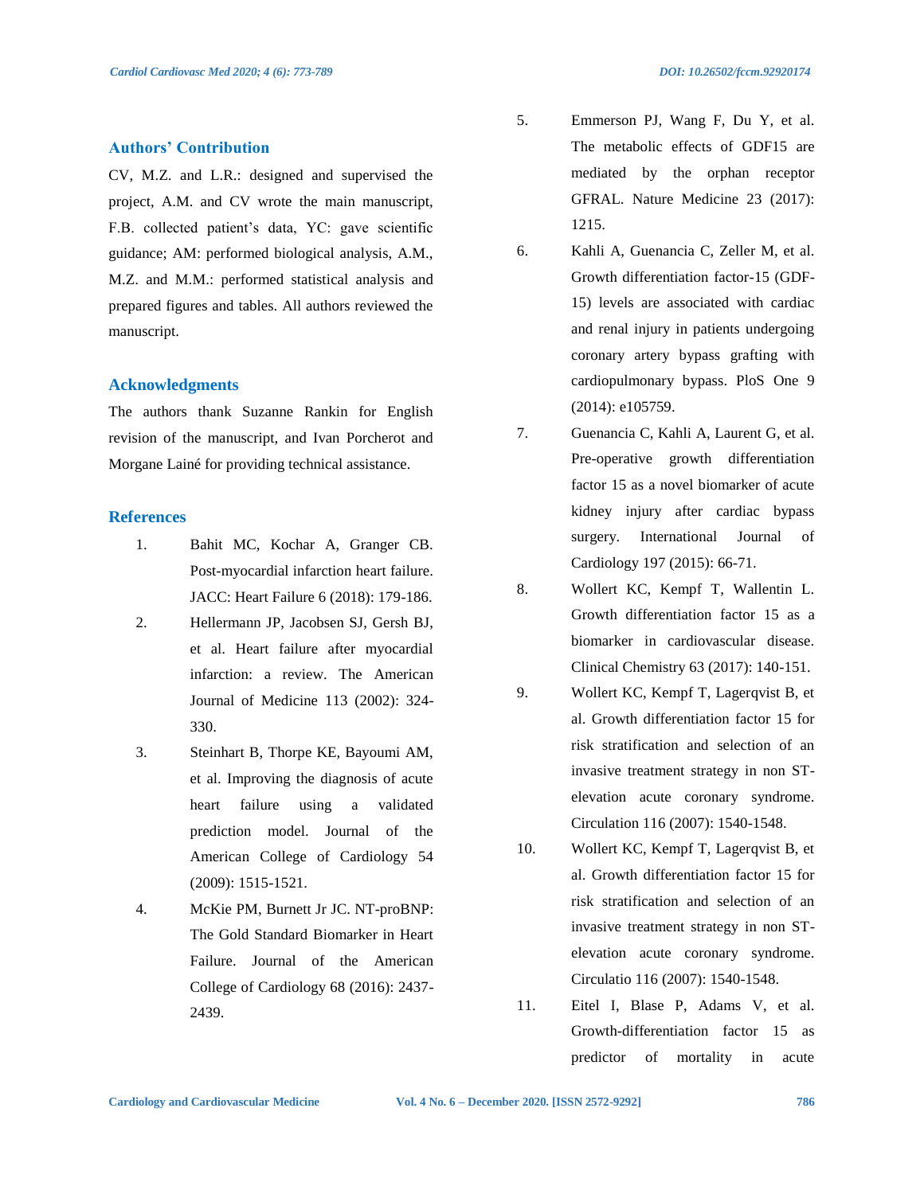## Authors' Contribution

CV, M.Z. and L.R.: designed and supervised the project, A.M. and CV wrote the main manuscript, F.B. collected patient's data, YC: gave scientific guidance; AM: performed biological analysis, A.M., M.Z. and M.M.: performed statistical analysis and prepared figures and tables. All authors reviewed the manuscript.

## Acknowledgments

The authors thank Suzanne Rankin for English revision of the manuscript, and Ivan Porcherot and Morgane Lainé for providing technical assistance.

## References

1. Bahit MC, Kochar A, Granger CB. Post-myocardial infarction heart failure. JACC: Heart Failure 6 (2018): 179-186.
2. Hellermann JP, Jacobsen SJ, Gersh BJ, et al. Heart failure after myocardial infarction: a review. The American Journal of Medicine 113 (2002): 324-330.
3. Steinhart B, Thorpe KE, Bayoumi AM, et al. Improving the diagnosis of acute heart failure using a validated prediction model. Journal of the American College of Cardiology 54 (2009): 1515-1521.
4. McKie PM, Burnett Jr JC. NT-proBNP: The Gold Standard Biomarker in Heart Failure. Journal of the American College of Cardiology 68 (2016): 2437-2439.
5. Emmerson PJ, Wang F, Du Y, et al. The metabolic effects of GDF15 are mediated by the orphan receptor GFRAL. Nature Medicine 23 (2017): 1215.
6. Kahli A, Guenancia C, Zeller M, et al. Growth differentiation factor-15 (GDF-15) levels are associated with cardiac and renal injury in patients undergoing coronary artery bypass grafting with cardiopulmonary bypass. PloS One 9 (2014): e105759.
7. Guenancia C, Kahli A, Laurent G, et al. Pre-operative growth differentiation factor 15 as a novel biomarker of acute kidney injury after cardiac bypass surgery. International Journal of Cardiology 197 (2015): 66-71.
8. Wollert KC, Kempf T, Wallentin L. Growth differentiation factor 15 as a biomarker in cardiovascular disease. Clinical Chemistry 63 (2017): 140-151.
9. Wollert KC, Kempf T, Lagerqvist B, et al. Growth differentiation factor 15 for risk stratification and selection of an invasive treatment strategy in non ST-elevation acute coronary syndrome. Circulation 116 (2007): 1540-1548.
10. Wollert KC, Kempf T, Lagerqvist B, et al. Growth differentiation factor 15 for risk stratification and selection of an invasive treatment strategy in non ST-elevation acute coronary syndrome. Circulatio 116 (2007): 1540-1548.
11. Eitel I, Blase P, Adams V, et al. Growth-differentiation factor 15 as predictor of mortality in acute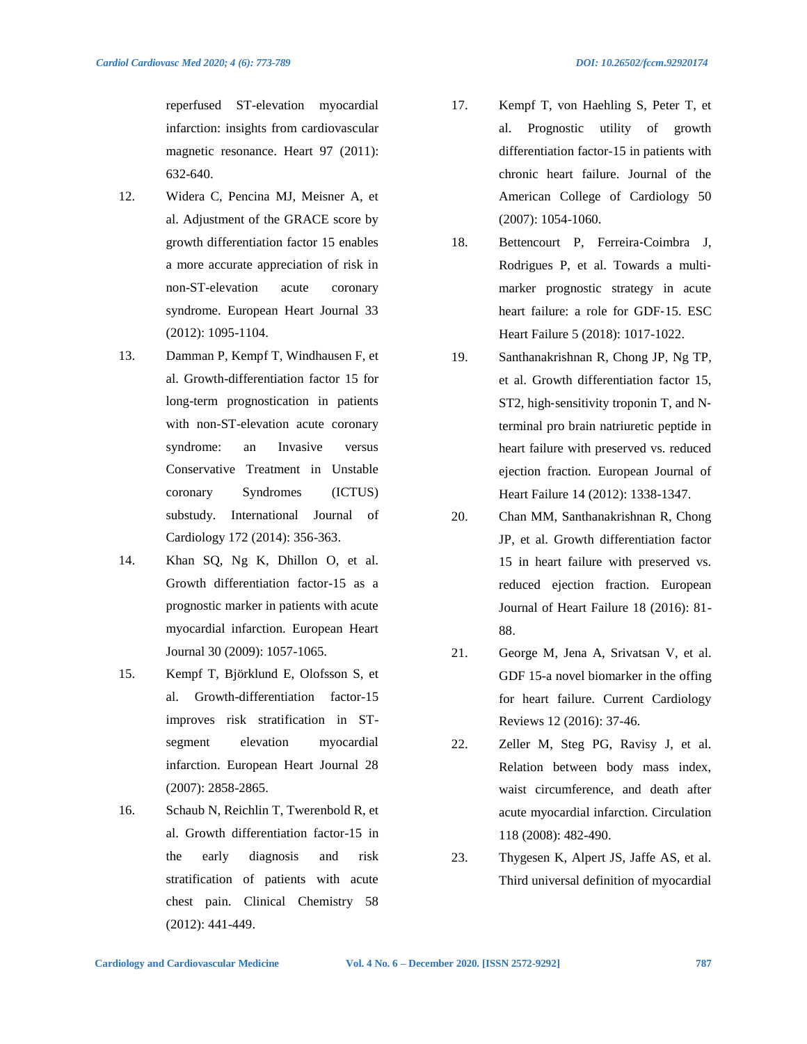reperfused ST-elevation myocardial infarction: insights from cardiovascular magnetic resonance. Heart 97 (2011): 632-640.

12. Widera C, Pencina MJ, Meisner A, et al. Adjustment of the GRACE score by growth differentiation factor 15 enables a more accurate appreciation of risk in non-ST-elevation acute coronary syndrome. European Heart Journal 33 (2012): 1095-1104.

13. Damman P, Kempf T, Windhausen F, et al. Growth-differentiation factor 15 for long-term prognostication in patients with non-ST-elevation acute coronary syndrome: an Invasive versus Conservative Treatment in Unstable coronary Syndromes (ICTUS) substudy. International Journal of Cardiology 172 (2014): 356-363.

14. Khan SQ, Ng K, Dhillon O, et al. Growth differentiation factor-15 as a prognostic marker in patients with acute myocardial infarction. European Heart Journal 30 (2009): 1057-1065.

15. Kempf T, Björklund E, Olofsson S, et al. Growth-differentiation factor-15 improves risk stratification in ST-segment elevation myocardial infarction. European Heart Journal 28 (2007): 2858-2865.

16. Schaub N, Reichlin T, Twerenbold R, et al. Growth differentiation factor-15 in the early diagnosis and risk stratification of patients with acute chest pain. Clinical Chemistry 58 (2012): 441-449.

17. Kempf T, von Haehling S, Peter T, et al. Prognostic utility of growth differentiation factor-15 in patients with chronic heart failure. Journal of the American College of Cardiology 50 (2007): 1054-1060.

18. Bettencourt P, Ferreira-Coimbra J, Rodrigues P, et al. Towards a multi-marker prognostic strategy in acute heart failure: a role for GDF-15. ESC Heart Failure 5 (2018): 1017-1022.

19. Santhanakrishnan R, Chong JP, Ng TP, et al. Growth differentiation factor 15, ST2, high-sensitivity troponin T, and N-terminal pro brain natriuretic peptide in heart failure with preserved vs. reduced ejection fraction. European Journal of Heart Failure 14 (2012): 1338-1347.

20. Chan MM, Santhanakrishnan R, Chong JP, et al. Growth differentiation factor 15 in heart failure with preserved vs. reduced ejection fraction. European Journal of Heart Failure 18 (2016): 81-88.

21. George M, Jena A, Srivatsan V, et al. GDF 15-a novel biomarker in the offing for heart failure. Current Cardiology Reviews 12 (2016): 37-46.

22. Zeller M, Steg PG, Ravisy J, et al. Relation between body mass index, waist circumference, and death after acute myocardial infarction. Circulation 118 (2008): 482-490.

23. Thygesen K, Alpert JS, Jaffe AS, et al. Third universal definition of myocardial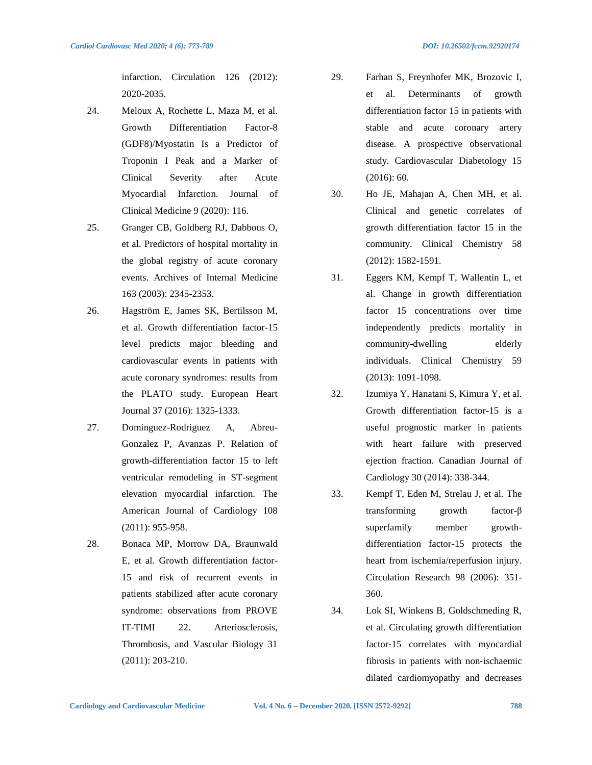infarction. Circulation 126 (2012): 2020-2035.

24. Meloux A, Rochette L, Maza M, et al. Growth Differentiation Factor-8 (GDF8)/Myostatin Is a Predictor of Troponin I Peak and a Marker of Clinical Severity after Acute Myocardial Infarction. Journal of Clinical Medicine 9 (2020): 116.
25. Granger CB, Goldberg RJ, Dabbous O, et al. Predictors of hospital mortality in the global registry of acute coronary events. Archives of Internal Medicine 163 (2003): 2345-2353.
26. Hagström E, James SK, Bertilsson M, et al. Growth differentiation factor-15 level predicts major bleeding and cardiovascular events in patients with acute coronary syndromes: results from the PLATO study. European Heart Journal 37 (2016): 1325-1333.
27. Dominguez-Rodriguez A, Abreu-Gonzalez P, Avanzas P. Relation of growth-differentiation factor 15 to left ventricular remodeling in ST-segment elevation myocardial infarction. The American Journal of Cardiology 108 (2011): 955-958.
28. Bonaca MP, Morrow DA, Braunwald E, et al. Growth differentiation factor-15 and risk of recurrent events in patients stabilized after acute coronary syndrome: observations from PROVE IT-TIMI 22. Arteriosclerosis, Thrombosis, and Vascular Biology 31 (2011): 203-210.
29. Farhan S, Freynhofer MK, Brozovic I, et al. Determinants of growth differentiation factor 15 in patients with stable and acute coronary artery disease. A prospective observational study. Cardiovascular Diabetology 15 (2016): 60.
30. Ho JE, Mahajan A, Chen MH, et al. Clinical and genetic correlates of growth differentiation factor 15 in the community. Clinical Chemistry 58 (2012): 1582-1591.
31. Eggers KM, Kempf T, Wallentin L, et al. Change in growth differentiation factor 15 concentrations over time independently predicts mortality in community-dwelling elderly individuals. Clinical Chemistry 59 (2013): 1091-1098.
32. Izumiya Y, Hanatani S, Kimura Y, et al. Growth differentiation factor-15 is a useful prognostic marker in patients with heart failure with preserved ejection fraction. Canadian Journal of Cardiology 30 (2014): 338-344.
33. Kempf T, Eden M, Strelau J, et al. The transforming growth factor-β superfamily member growth-differentiation factor-15 protects the heart from ischemia/reperfusion injury. Circulation Research 98 (2006): 351-360.
34. Lok SI, Winkens B, Goldschmeding R, et al. Circulating growth differentiation factor-15 correlates with myocardial fibrosis in patients with non-ischaemic dilated cardiomyopathy and decreases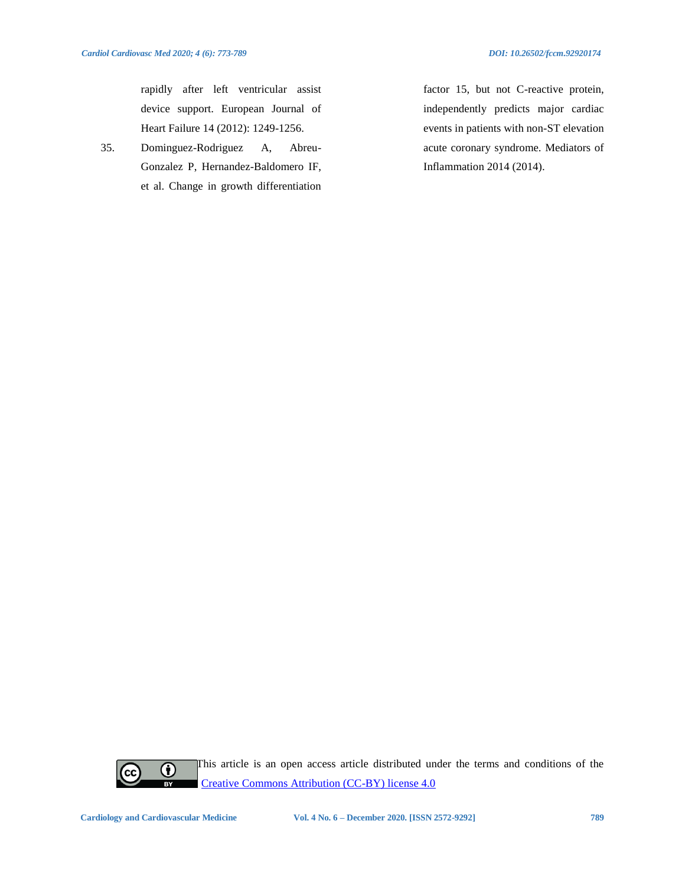rapidly after left ventricular assist device support. European Journal of Heart Failure 14 (2012): 1249-1256.

35. Dominguez-Rodriguez A, Abreu-Gonzalez P, Hernandez-Baldomero IF, et al. Change in growth differentiation factor 15, but not C-reactive protein, independently predicts major cardiac events in patients with non-ST elevation acute coronary syndrome. Mediators of Inflammation 2014 (2014).

This article is an open access article distributed under the terms and conditions of the [Creative Commons Attribution (CC-BY) license 4.0](https://creativecommons.org/licenses/by/4.0/)